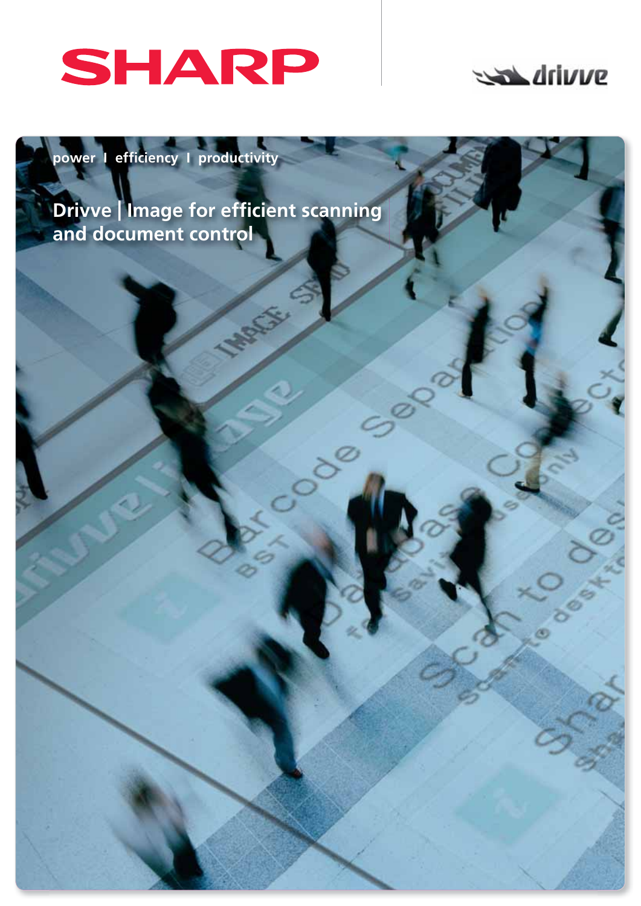SHARP

drivve

power I efficiency I productivity

# Drivve | Image for efficient scanning and document control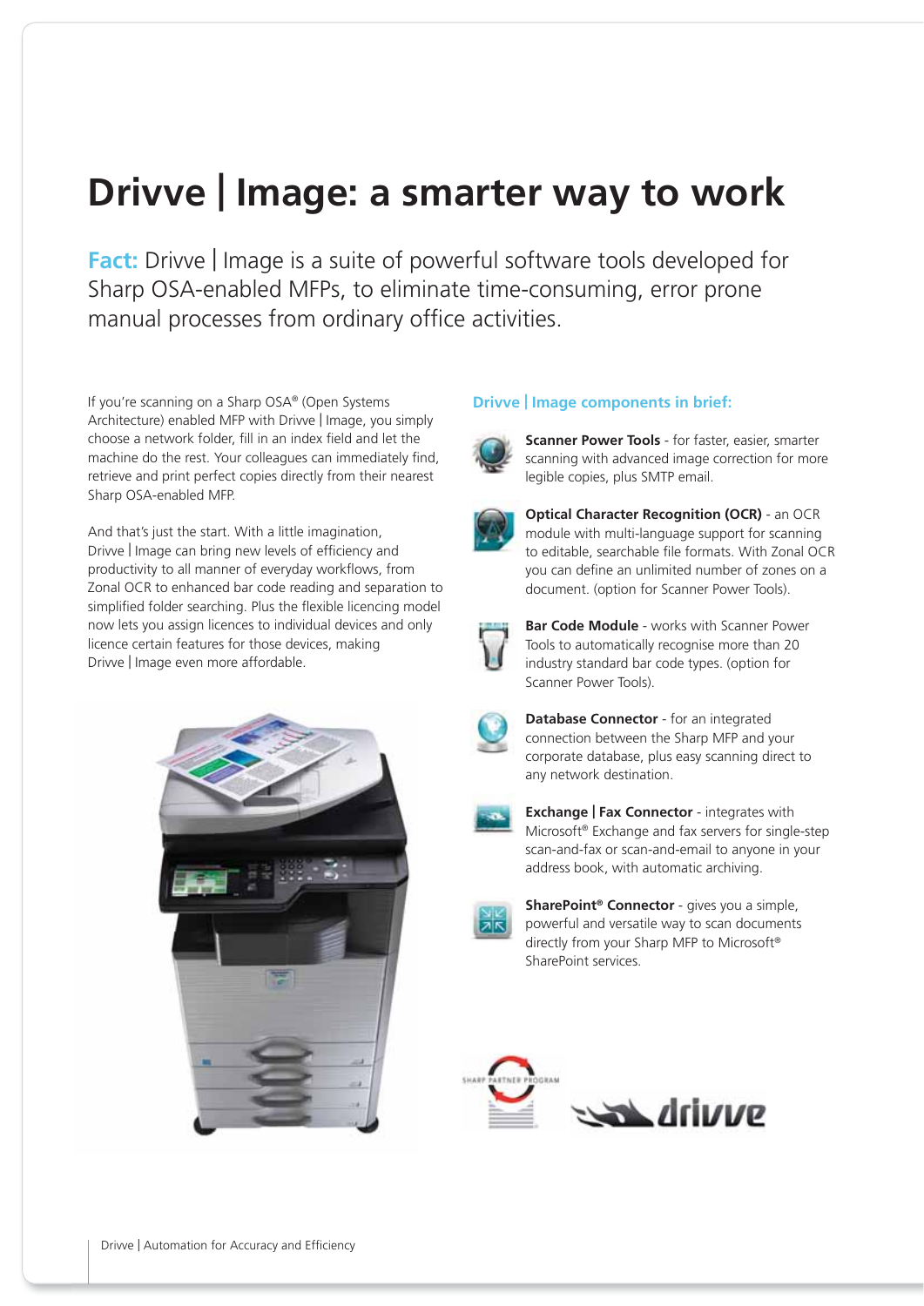# Drivve | Image: a smarter way to work

**Fact:** Drivve | Image is a suite of powerful software tools developed for Sharp OSA-enabled MFPs, to eliminate time-consuming, error prone manual processes from ordinary office activities.

If you're scanning on a Sharp OSA® (Open Systems Architecture) enabled MFP with Drivve | Image, you simply choose a network folder, fill in an index field and let the machine do the rest. Your colleagues can immediately find, retrieve and print perfect copies directly from their nearest Sharp OSA-enabled MFP.

And that's just the start. With a little imagination, Drivve | Image can bring new levels of efficiency and productivity to all manner of everyday workflows, from Zonal OCR to enhanced bar code reading and separation to simplified folder searching. Plus the flexible licencing model now lets you assign licences to individual devices and only licence certain features for those devices, making Drivve | Image even more affordable.

## Drivve | Image components in brief:

**Scanner Power Tools** - for faster, easier, smarter scanning with advanced image correction for more legible copies, plus SMTP email.

**Optical Character Recognition (OCR)** - an OCR module with multi-language support for scanning to editable, searchable file formats. With Zonal OCR you can define an unlimited number of zones on a document. (option for Scanner Power Tools).

**Bar Code Module** - works with Scanner Power Tools to automatically recognise more than 20 industry standard bar code types. (option for Scanner Power Tools).

**Database Connector** - for an integrated connection between the Sharp MFP and your corporate database, plus easy scanning direct to any network destination.

**Exchange | Fax Connector** - integrates with Microsoft® Exchange and fax servers for single-step scan-and-fax or scan-and-email to anyone in your address book, with automatic archiving.

**SharePoint® Connector** - gives you a simple, powerful and versatile way to scan documents directly from your Sharp MFP to Microsoft® SharePoint services.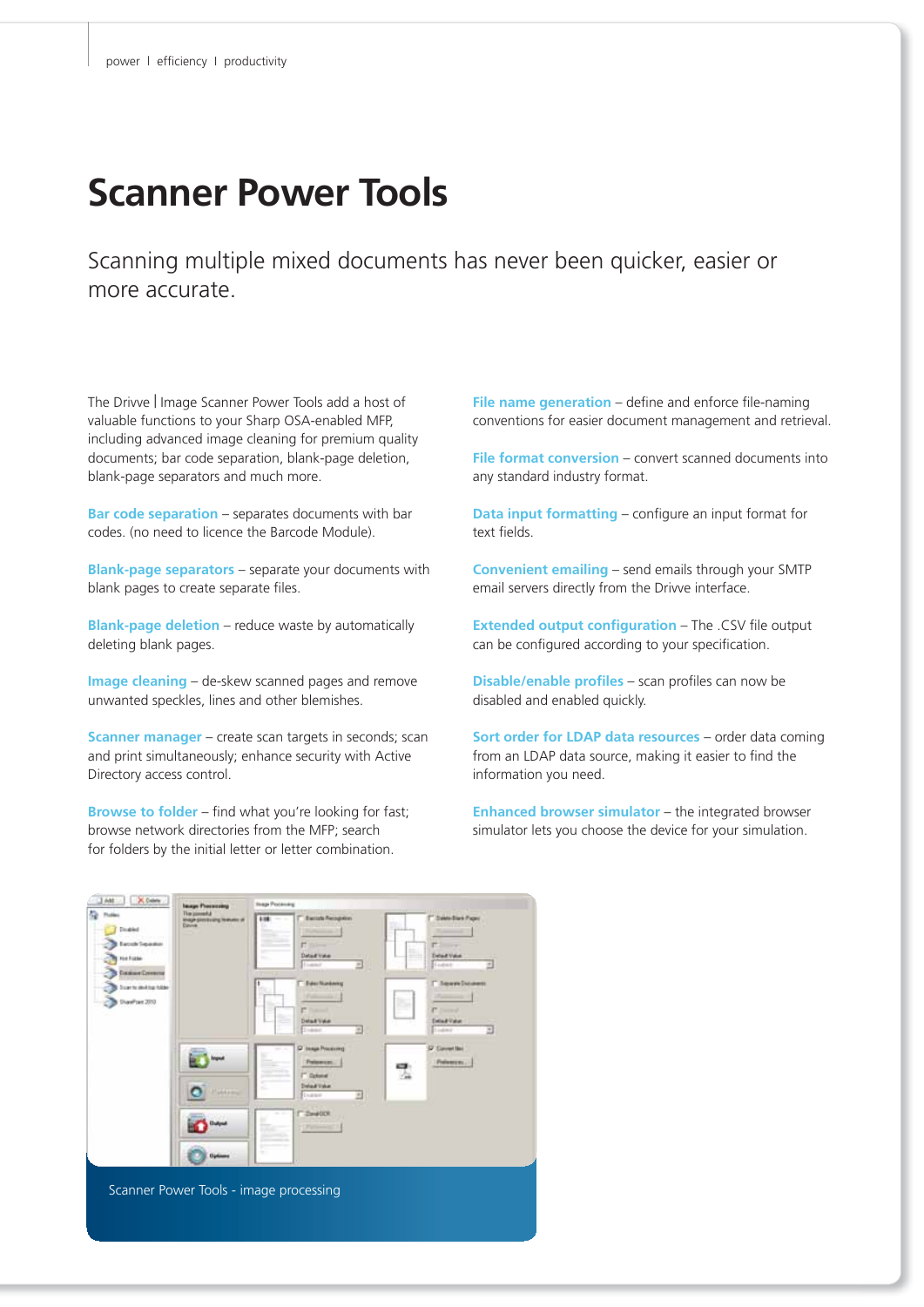# Scanner Power Tools

Scanning multiple mixed documents has never been quicker, easier or more accurate.

The Drivve | Image Scanner Power Tools add a host of valuable functions to your Sharp OSA-enabled MFP, including advanced image cleaning for premium quality documents; bar code separation, blank-page deletion, blank-page separators and much more.

**Bar code separation** – separates documents with bar codes. (no need to licence the Barcode Module).

**Blank-page separators** – separate your documents with blank pages to create separate files.

**Blank-page deletion** – reduce waste by automatically deleting blank pages.

**Image cleaning** – de-skew scanned pages and remove unwanted speckles, lines and other blemishes.

**Scanner manager** – create scan targets in seconds; scan and print simultaneously; enhance security with Active Directory access control.

**Browse to folder** – find what you're looking for fast; browse network directories from the MFP; search for folders by the initial letter or letter combination.

**File name generation** – define and enforce file-naming conventions for easier document management and retrieval.

**File format conversion** – convert scanned documents into any standard industry format.

**Data input formatting** – configure an input format for text fields.

**Convenient emailing** – send emails through your SMTP email servers directly from the Drivve interface.

**Extended output configuration** – The .CSV file output can be configured according to your specification.

**Disable/enable profiles** – scan profiles can now be disabled and enabled quickly.

**Sort order for LDAP data resources** – order data coming from an LDAP data source, making it easier to find the information you need.

**Enhanced browser simulator** – the integrated browser simulator lets you choose the device for your simulation.

Scanner Power Tools - image processing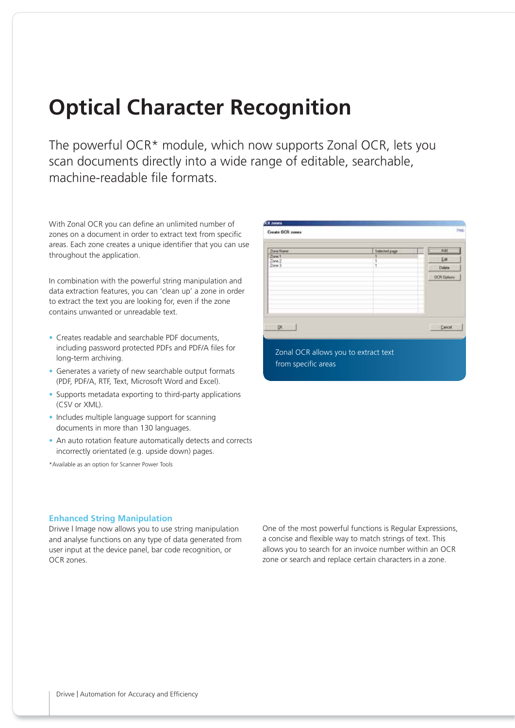# Optical Character Recognition

The powerful OCR* module, which now supports Zonal OCR, lets you scan documents directly into a wide range of editable, searchable, machine-readable file formats.

With Zonal OCR you can define an unlimited number of zones on a document in order to extract text from specific areas. Each zone creates a unique identifier that you can use throughout the application.

In combination with the powerful string manipulation and data extraction features, you can 'clean up' a zone in order to extract the text you are looking for, even if the zone contains unwanted or unreadable text.

- Creates readable and searchable PDF documents, including password protected PDFs and PDF/A files for long-term archiving.
- Generates a variety of new searchable output formats (PDF, PDF/A, RTF, Text, Microsoft Word and Excel).
- Supports metadata exporting to third-party applications (CSV or XML).
- Includes multiple language support for scanning documents in more than 130 languages.
- An auto rotation feature automatically detects and corrects incorrectly orientated (e.g. upside down) pages.

*Available as an option for Scanner Power Tools

Zonal OCR allows you to extract text from specific areas

### Enhanced String Manipulation

Drivve | Image now allows you to use string manipulation and analyse functions on any type of data generated from user input at the device panel, bar code recognition, or OCR zones.

One of the most powerful functions is Regular Expressions, a concise and flexible way to match strings of text. This allows you to search for an invoice number within an OCR zone or search and replace certain characters in a zone.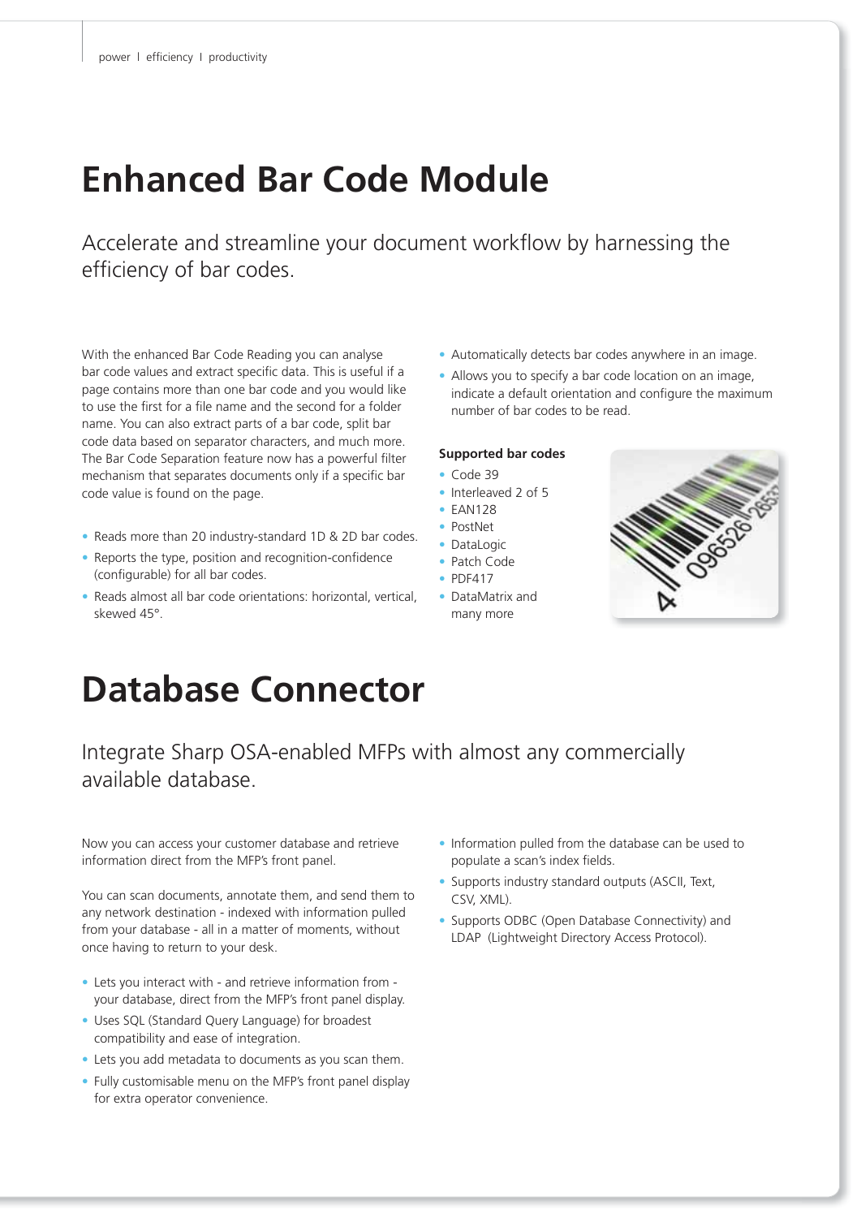# Enhanced Bar Code Module

Accelerate and streamline your document workflow by harnessing the efficiency of bar codes.

With the enhanced Bar Code Reading you can analyse bar code values and extract specific data. This is useful if a page contains more than one bar code and you would like to use the first for a file name and the second for a folder name. You can also extract parts of a bar code, split bar code data based on separator characters, and much more. The Bar Code Separation feature now has a powerful filter mechanism that separates documents only if a specific bar code value is found on the page.

- Reads more than 20 industry-standard 1D & 2D bar codes.
- Reports the type, position and recognition-confidence (configurable) for all bar codes.
- Reads almost all bar code orientations: horizontal, vertical, skewed 45°.
- Automatically detects bar codes anywhere in an image.
- Allows you to specify a bar code location on an image, indicate a default orientation and configure the maximum number of bar codes to be read.

**Supported bar codes**

- Code 39
- Interleaved 2 of 5
- EAN128
- PostNet
- DataLogic
- Patch Code
- PDF417
- DataMatrix and many more

# Database Connector

Integrate Sharp OSA-enabled MFPs with almost any commercially available database.

Now you can access your customer database and retrieve information direct from the MFP's front panel.

You can scan documents, annotate them, and send them to any network destination - indexed with information pulled from your database - all in a matter of moments, without once having to return to your desk.

- Lets you interact with - and retrieve information from - your database, direct from the MFP's front panel display.
- Uses SQL (Standard Query Language) for broadest compatibility and ease of integration.
- Lets you add metadata to documents as you scan them.
- Fully customisable menu on the MFP's front panel display for extra operator convenience.
- Information pulled from the database can be used to populate a scan's index fields.
- Supports industry standard outputs (ASCII, Text, CSV, XML).
- Supports ODBC (Open Database Connectivity) and LDAP (Lightweight Directory Access Protocol).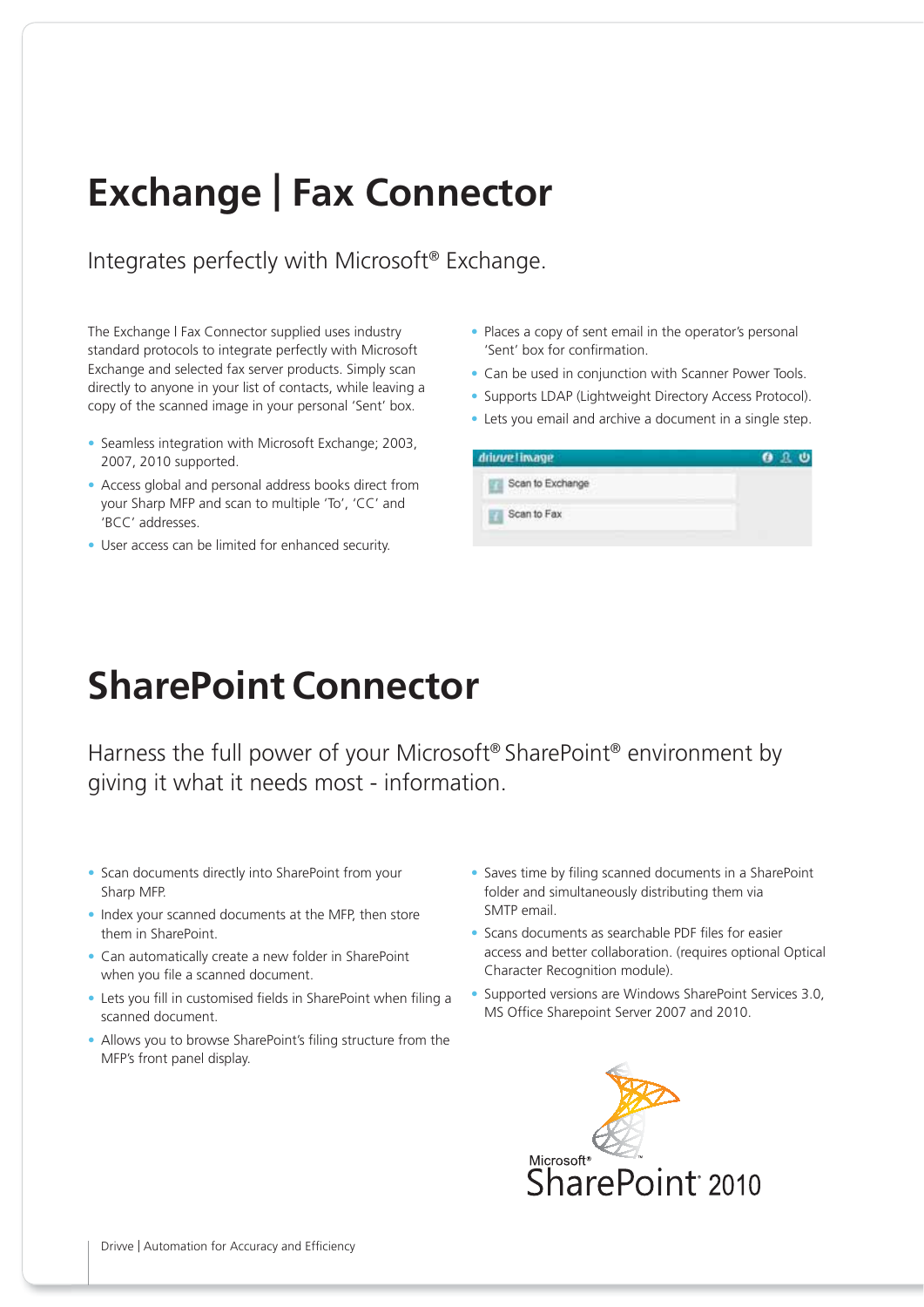# Exchange | Fax Connector

Integrates perfectly with Microsoft® Exchange.

The Exchange l Fax Connector supplied uses industry standard protocols to integrate perfectly with Microsoft Exchange and selected fax server products. Simply scan directly to anyone in your list of contacts, while leaving a copy of the scanned image in your personal 'Sent' box.

- Seamless integration with Microsoft Exchange; 2003, 2007, 2010 supported.
- Access global and personal address books direct from your Sharp MFP and scan to multiple 'To', 'CC' and 'BCC' addresses.
- User access can be limited for enhanced security.
- Places a copy of sent email in the operator's personal 'Sent' box for confirmation.
- Can be used in conjunction with Scanner Power Tools.
- Supports LDAP (Lightweight Directory Access Protocol).
- Lets you email and archive a document in a single step.

# SharePoint Connector

Harness the full power of your Microsoft® SharePoint® environment by giving it what it needs most - information.

- Scan documents directly into SharePoint from your Sharp MFP.
- Index your scanned documents at the MFP, then store them in SharePoint.
- Can automatically create a new folder in SharePoint when you file a scanned document.
- Lets you fill in customised fields in SharePoint when filing a scanned document.
- Allows you to browse SharePoint's filing structure from the MFP's front panel display.
- Saves time by filing scanned documents in a SharePoint folder and simultaneously distributing them via SMTP email.
- Scans documents as searchable PDF files for easier access and better collaboration. (requires optional Optical Character Recognition module).
- Supported versions are Windows SharePoint Services 3.0, MS Office Sharepoint Server 2007 and 2010.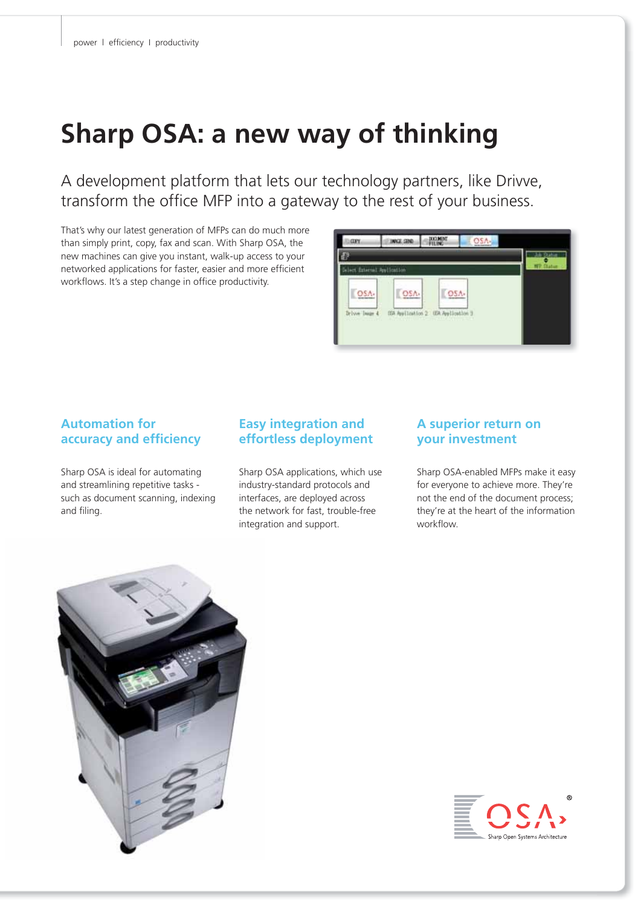# Sharp OSA: a new way of thinking

A development platform that lets our technology partners, like Drivve, transform the office MFP into a gateway to the rest of your business.

That's why our latest generation of MFPs can do much more than simply print, copy, fax and scan. With Sharp OSA, the new machines can give you instant, walk-up access to your networked applications for faster, easier and more efficient workflows. It's a step change in office productivity.

## Automation for accuracy and efficiency

Sharp OSA is ideal for automating and streamlining repetitive tasks - such as document scanning, indexing and filing.

## Easy integration and effortless deployment

Sharp OSA applications, which use industry-standard protocols and interfaces, are deployed across the network for fast, trouble-free integration and support.

## A superior return on your investment

Sharp OSA-enabled MFPs make it easy for everyone to achieve more. They're not the end of the document process; they're at the heart of the information workflow.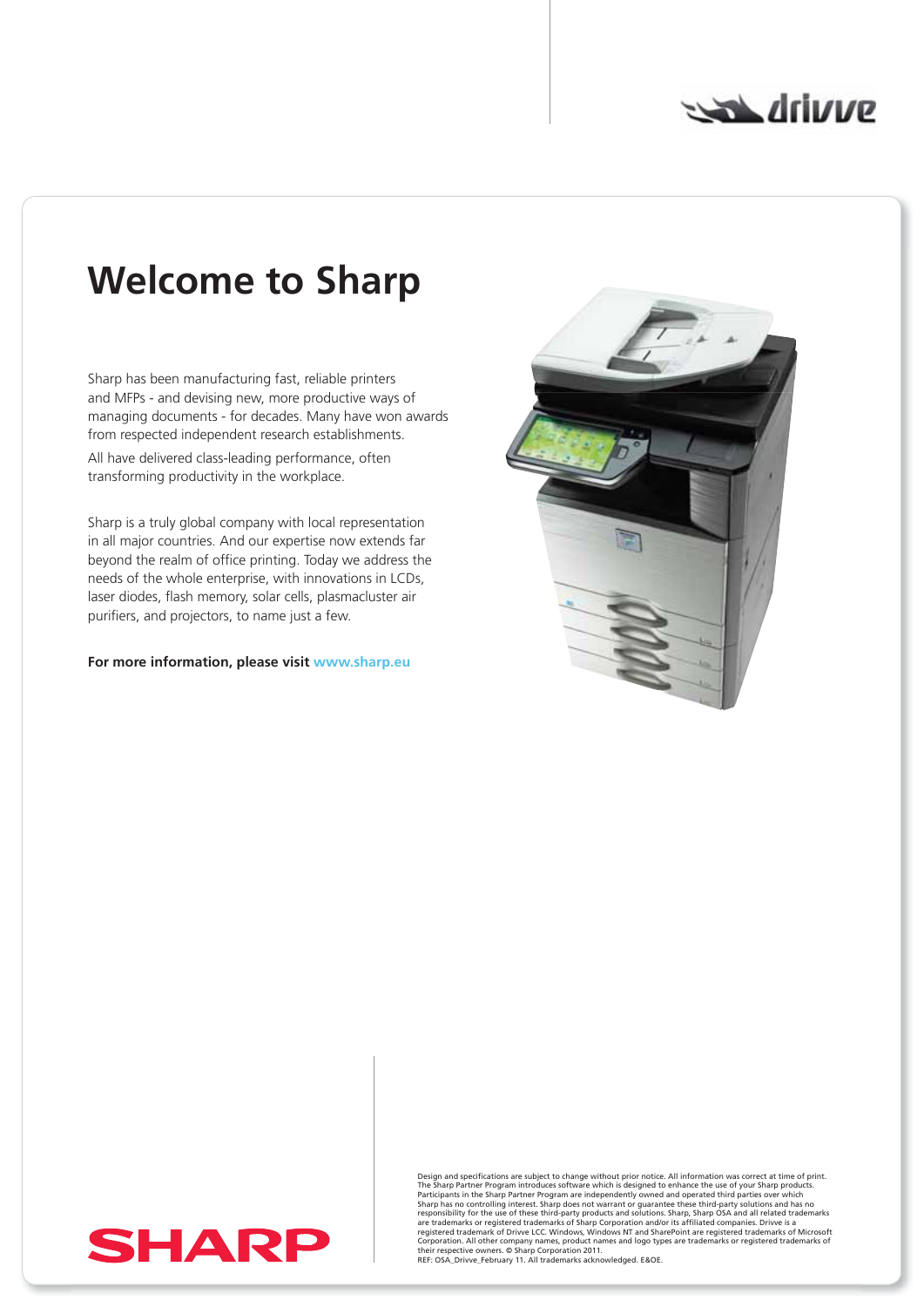# Welcome to Sharp

Sharp has been manufacturing fast, reliable printers and MFPs - and devising new, more productive ways of managing documents - for decades. Many have won awards from respected independent research establishments.

All have delivered class-leading performance, often transforming productivity in the workplace.

Sharp is a truly global company with local representation in all major countries. And our expertise now extends far beyond the realm of office printing. Today we address the needs of the whole enterprise, with innovations in LCDs, laser diodes, flash memory, solar cells, plasmacluster air purifiers, and projectors, to name just a few.

**For more information, please visit www.sharp.eu**

Design and specifications are subject to change without prior notice. All information was correct at time of print. The Sharp Partner Program introduces software which is designed to enhance the use of your Sharp products. Participants in the Sharp Partner Program are independently owned and operated third parties over which Sharp has no controlling interest. Sharp does not warrant or guarantee these third-party solutions and has no responsibility for the use of these third-party products and solutions. Sharp, Sharp OSA and all related trademarks are trademarks or registered trademarks of Sharp Corporation and/or its affiliated companies. Drivve is a registered trademark of Drivve LCC. Windows, Windows NT and SharePoint are registered trademarks of Microsoft Corporation. All other company names, product names and logo types are trademarks or registered trademarks of their respective owners. © Sharp Corporation 2011.
REF: OSA_Drivve_February 11. All trademarks acknowledged. E&OE.